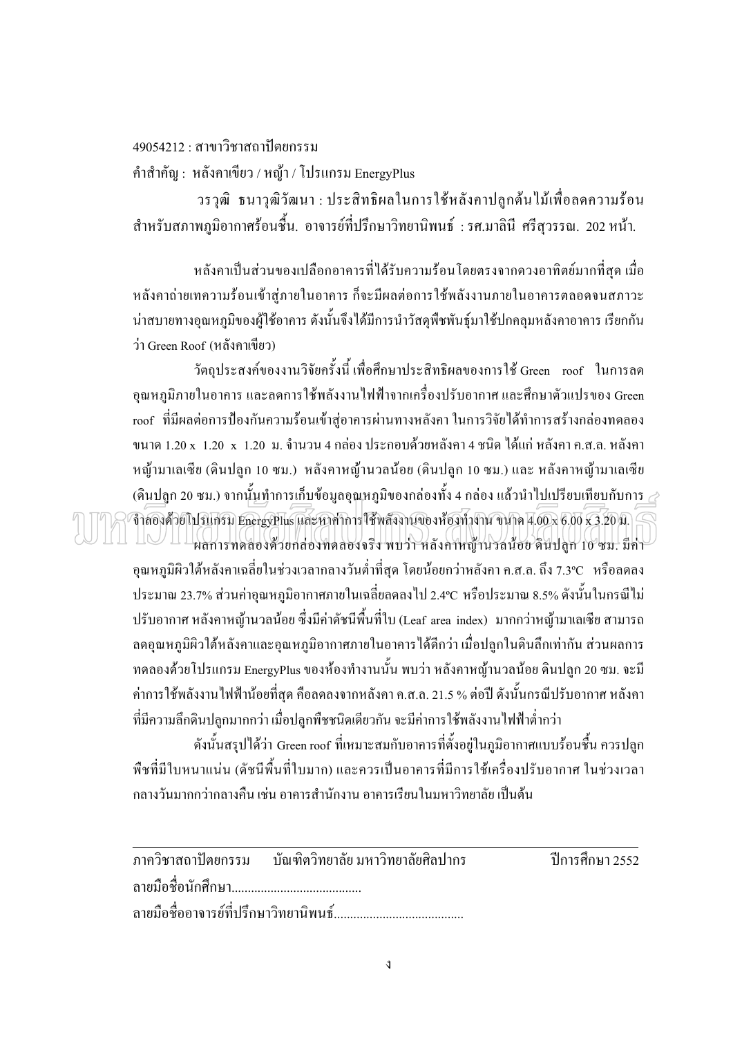49054212 : สาขาวิชาสถาปัตยกรรม

คำสำคัญ : หลังคาเขียว / หญ้า / โปรแกรม EnergyPlus

วรวุฒิ ธนาวุฒิวัฒนา : ประสิทธิผลในการใช้หลังคาปลูกต้นไม้เพื่อลดความร้อนสำหรับสภาพภูมิอากาศร้อนชื้น. อาจารย์ที่ปรึกษาวิทยานิพนธ์ : รศ.มาลินี ศรีสุวรรณ. 202 หน้า.

หลังคาเป็นส่วนของเปลือกอาคารที่ได้รับความร้อนโดยตรงจากดวงอาทิตย์มากที่สุด เมื่อหลังคาถ่ายเทความร้อนเข้าสู่ภายในอาคาร ก็จะมีผลต่อการใช้พลังงานภายในอาคารตลอดจนสภาวะน่าสบายทางอุณหภูมิของผู้ใช้อาคาร ดังนั้นจึงได้มีการนำวัสดุพืชพันธุ์มาใช้ปกคลุมหลังคาอาคาร เรียกกันว่า Green Roof (หลังคาเขียว)

วัตถุประสงค์ของงานวิจัยครั้งนี้ เพื่อศึกษาประสิทธิผลของการใช้ Green roof ในการลดอุณหภูมิภายในอาคาร และลดการใช้พลังงานไฟฟ้าจากเครื่องปรับอากาศ และศึกษาตัวแปรของ Green roof ที่มีผลต่อการป้องกันความร้อนเข้าสู่อาคารผ่านทางหลังคา ในการวิจัยได้ทำการสร้างกล่องทดลองขนาด 1.20 x 1.20 x 1.20 ม. จำนวน 4 กล่อง ประกอบด้วยหลังคา 4 ชนิด ได้แก่ หลังคา ค.ส.ล. หลังคาหญ้ามาเลเซีย (ดินปลูก 10 ซม.) หลังคาหญ้านวลน้อย (ดินปลูก 10 ซม.) และ หลังคาหญ้ามาเลเซีย (ดินปลูก 20 ซม.) จากนั้นทำการเก็บข้อมูลอุณหภูมิของกล่องทั้ง 4 กล่อง แล้วนำไปเปรียบเทียบกับการจำลองด้วยโปรแกรม EnergyPlus และหาค่าการใช้พลังงานของห้องทำงาน ขนาด 4.00 x 6.00 x 3.20 ม.

ผลการทดลองด้วยกล่องทดลองจริง พบว่า หลังคาหญ้านวลน้อย ดินปลูก 10 ซม. มีค่าอุณหภูมิผิวใต้หลังคาเฉลี่ยในช่วงเวลากลางวันต่ำที่สุด โดยน้อยกว่าหลังคา ค.ส.ล. ถึง 7.3ºC หรือลดลงประมาณ 23.7% ส่วนค่าอุณหภูมิอากาศภายในเฉลี่ยลดลงไป 2.4ºC หรือประมาณ 8.5% ดังนั้นในกรณีไม่ปรับอากาศ หลังคาหญ้านวลน้อย ซึ่งมีค่าดัชนีพื้นที่ใบ (Leaf area index) มากกว่าหญ้ามาเลเซีย สามารถลดอุณหภูมิผิวใต้หลังคาและอุณหภูมิอากาศภายในอาคารได้ดีกว่า เมื่อปลูกในดินลึกเท่ากัน ส่วนผลการทดลองด้วยโปรแกรม EnergyPlus ของห้องทำงานนั้น พบว่า หลังคาหญ้านวลน้อย ดินปลูก 20 ซม. จะมีค่าการใช้พลังงานไฟฟ้าน้อยที่สุด คือลดลงจากหลังคา ค.ส.ล. 21.5 % ต่อปี ดังนั้นกรณีปรับอากาศ หลังคาที่มีความลึกดินปลูกมากกว่า เมื่อปลูกพืชชนิดเดียวกัน จะมีค่าการใช้พลังงานไฟฟ้าต่ำกว่า

ดังนั้นสรุปได้ว่า Green roof ที่เหมาะสมกับอาคารที่ตั้งอยู่ในภูมิอากาศแบบร้อนชื้น ควรปลูกพืชที่มีใบหนาแน่น (ดัชนีพื้นที่ใบมาก) และควรเป็นอาคารที่มีการใช้เครื่องปรับอากาศ ในช่วงเวลากลางวันมากกว่ากลางคืน เช่น อาคารสำนักงาน อาคารเรียนในมหาวิทยาลัย เป็นต้น

---

ภาควิชาสถาปัตยกรรม บัณฑิตวิทยาลัย มหาวิทยาลัยศิลปากร ปีการศึกษา 2552

ลายมือชื่อนักศึกษา........................................

ลายมือชื่ออาจารย์ที่ปรึกษาวิทยานิพนธ์........................................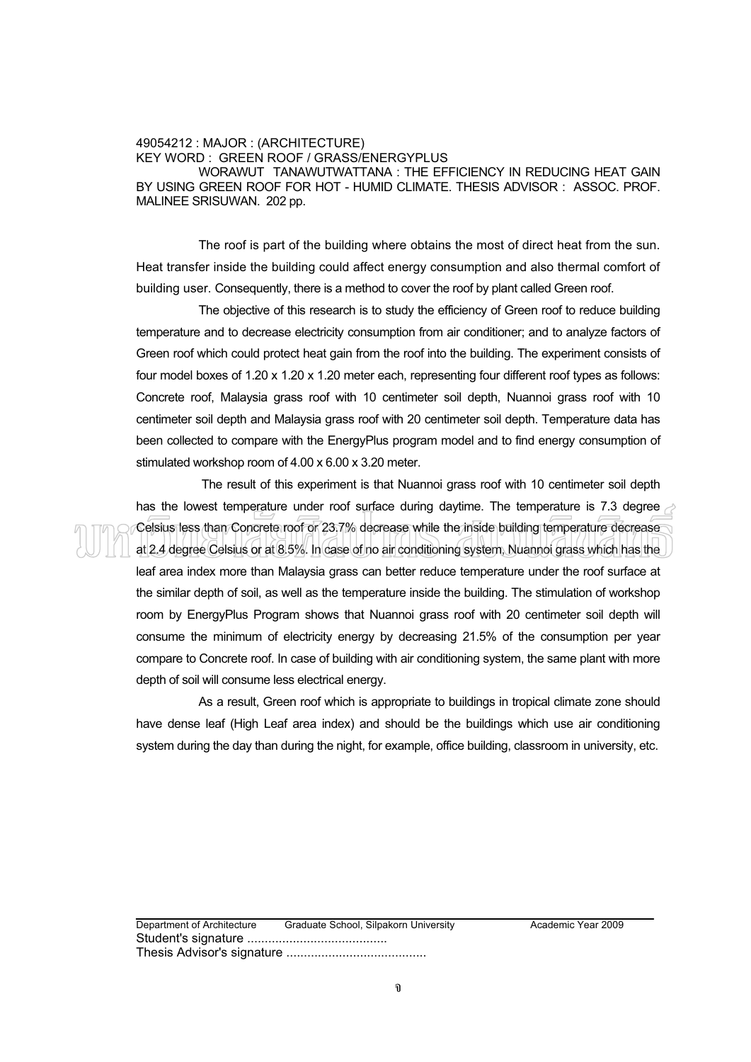49054212 : MAJOR : (ARCHITECTURE)
KEY WORD : GREEN ROOF / GRASS/ENERGYPLUS

WORAWUT TANAWUTWATTANA : THE EFFICIENCY IN REDUCING HEAT GAIN BY USING GREEN ROOF FOR HOT - HUMID CLIMATE. THESIS ADVISOR : ASSOC. PROF. MALINEE SRISUWAN. 202 pp.

The roof is part of the building where obtains the most of direct heat from the sun. Heat transfer inside the building could affect energy consumption and also thermal comfort of building user. Consequently, there is a method to cover the roof by plant called Green roof.

The objective of this research is to study the efficiency of Green roof to reduce building temperature and to decrease electricity consumption from air conditioner; and to analyze factors of Green roof which could protect heat gain from the roof into the building. The experiment consists of four model boxes of 1.20 x 1.20 x 1.20 meter each, representing four different roof types as follows: Concrete roof, Malaysia grass roof with 10 centimeter soil depth, Nuannoi grass roof with 10 centimeter soil depth and Malaysia grass roof with 20 centimeter soil depth. Temperature data has been collected to compare with the EnergyPlus program model and to find energy consumption of stimulated workshop room of 4.00 x 6.00 x 3.20 meter.

The result of this experiment is that Nuannoi grass roof with 10 centimeter soil depth has the lowest temperature under roof surface during daytime. The temperature is 7.3 degree Celsius less than Concrete roof or 23.7% decrease while the inside building temperature decrease at 2.4 degree Celsius or at 8.5%. In case of no air conditioning system, Nuannoi grass which has the leaf area index more than Malaysia grass can better reduce temperature under the roof surface at the similar depth of soil, as well as the temperature inside the building. The stimulation of workshop room by EnergyPlus Program shows that Nuannoi grass roof with 20 centimeter soil depth will consume the minimum of electricity energy by decreasing 21.5% of the consumption per year compare to Concrete roof. In case of building with air conditioning system, the same plant with more depth of soil will consume less electrical energy.

As a result, Green roof which is appropriate to buildings in tropical climate zone should have dense leaf (High Leaf area index) and should be the buildings which use air conditioning system during the day than during the night, for example, office building, classroom in university, etc.

Department of Architecture Graduate School, Silpakorn University Academic Year 2009

Student's signature ........................................

Thesis Advisor's signature ........................................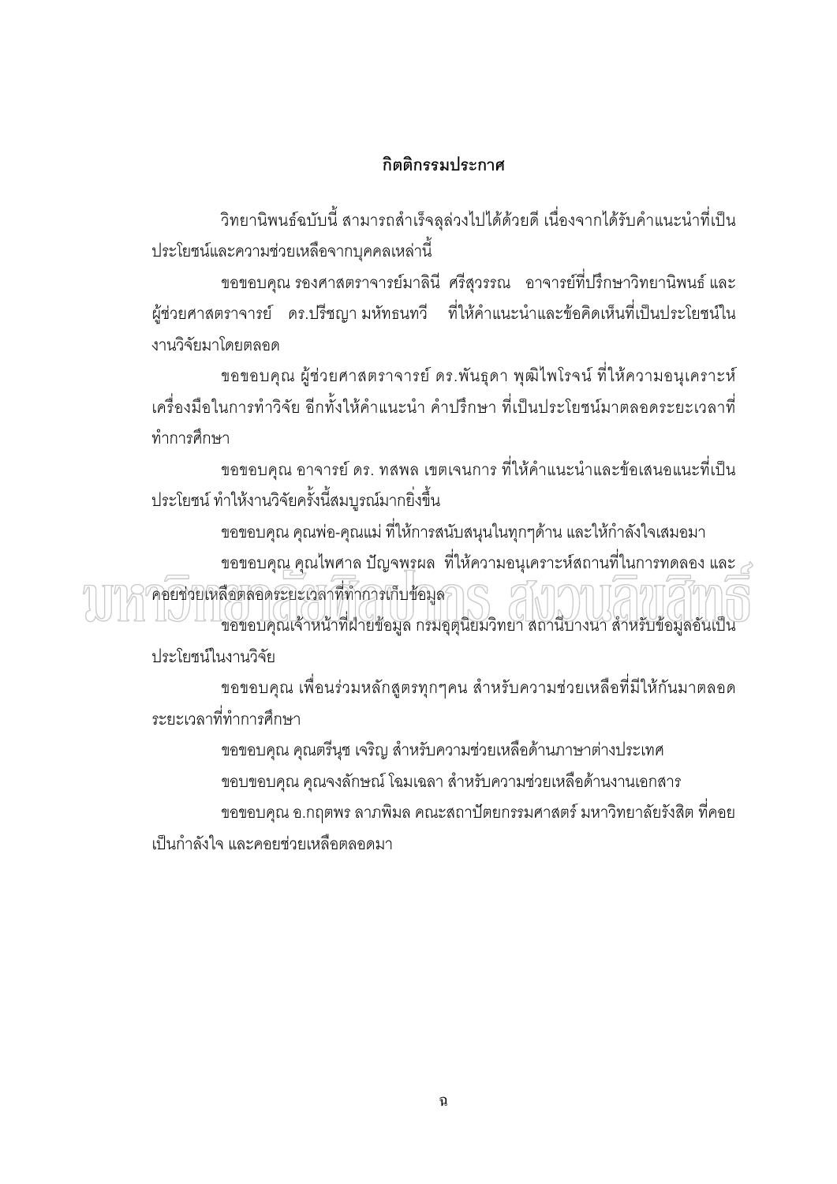# กิตติกรรมประกาศ

วิทยานิพนธ์ฉบับนี้ สามารถสำเร็จลุล่วงไปได้ด้วยดี เนื่องจากได้รับคำแนะนำที่เป็นประโยชน์และความช่วยเหลือจากบุคคลเหล่านี้

ขอขอบคุณ รองศาสตราจารย์มาลินี ศรีสุวรรณ อาจารย์ที่ปรึกษาวิทยานิพนธ์ และผู้ช่วยศาสตราจารย์ ดร.ปรีชญา มหัทธนทวี ที่ให้คำแนะนำและข้อคิดเห็นที่เป็นประโยชน์ในงานวิจัยมาโดยตลอด

ขอขอบคุณ ผู้ช่วยศาสตราจารย์ ดร.พันธุดา พุฒิไพโรจน์ ที่ให้ความอนุเคราะห์เครื่องมือในการทำวิจัย อีกทั้งให้คำแนะนำ คำปรึกษา ที่เป็นประโยชน์มาตลอดระยะเวลาที่ทำการศึกษา

ขอขอบคุณ อาจารย์ ดร. ทสพล เขตเจนการ ที่ให้คำแนะนำและข้อเสนอแนะที่เป็นประโยชน์ ทำให้งานวิจัยครั้งนี้สมบูรณ์มากยิ่งขึ้น

ขอขอบคุณ คุณพ่อ-คุณแม่ ที่ให้การสนับสนุนในทุกๆด้าน และให้กำลังใจเสมอมา

ขอขอบคุณ คุณไพศาล ปัญจพรผล ที่ให้ความอนุเคราะห์สถานที่ในการทดลอง และคอยช่วยเหลือตลอดระยะเวลาที่ทำการเก็บข้อมูล

ขอขอบคุณเจ้าหน้าที่ฝ่ายข้อมูล กรมอุตุนิยมวิทยา สถานีบางนา สำหรับข้อมูลอันเป็นประโยชน์ในงานวิจัย

ขอขอบคุณ เพื่อนร่วมหลักสูตรทุกๆคน สำหรับความช่วยเหลือที่มีให้กันมาตลอดระยะเวลาที่ทำการศึกษา

ขอขอบคุณ คุณตรีนุช เจริญ สำหรับความช่วยเหลือด้านภาษาต่างประเทศ

ขอบขอบคุณ คุณจงลักษณ์ โฉมเฉลา สำหรับความช่วยเหลือด้านงานเอกสาร

ขอขอบคุณ อ.กฤตพร ลาภพิมล คณะสถาปัตยกรรมศาสตร์ มหาวิทยาลัยรังสิต ที่คอยเป็นกำลังใจ และคอยช่วยเหลือตลอดมา